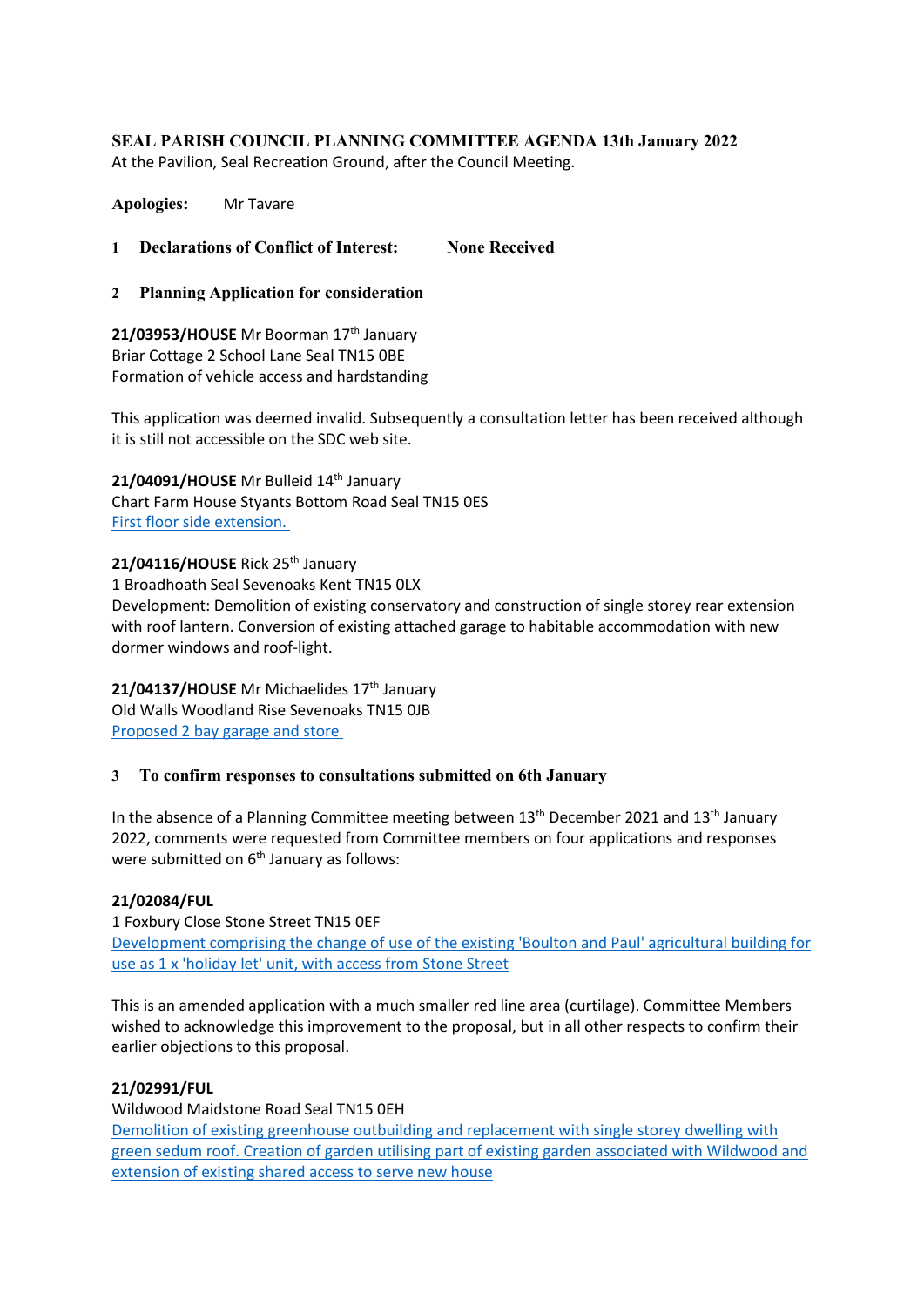# SEAL PARISH COUNCIL PLANNING COMMITTEE AGENDA 13th January 2022

At the Pavilion, Seal Recreation Ground, after the Council Meeting.

**Apologies:** Mr Tavare

## 1 Declarations of Conflict of Interest: None Received

## 2 Planning Application for consideration

**21/03953/HOUSE** Mr Boorman 17th January
Briar Cottage 2 School Lane Seal TN15 0BE
Formation of vehicle access and hardstanding

This application was deemed invalid. Subsequently a consultation letter has been received although it is still not accessible on the SDC web site.

**21/04091/HOUSE** Mr Bulleid 14th January
Chart Farm House Styants Bottom Road Seal TN15 0ES
First floor side extension.

**21/04116/HOUSE** Rick 25th January
1 Broadhoath Seal Sevenoaks Kent TN15 0LX
Development: Demolition of existing conservatory and construction of single storey rear extension with roof lantern. Conversion of existing attached garage to habitable accommodation with new dormer windows and roof-light.

**21/04137/HOUSE** Mr Michaelides 17th January
Old Walls Woodland Rise Sevenoaks TN15 0JB
Proposed 2 bay garage and store

## 3 To confirm responses to consultations submitted on 6th January

In the absence of a Planning Committee meeting between 13th December 2021 and 13th January 2022, comments were requested from Committee members on four applications and responses were submitted on 6th January as follows:

**21/02084/FUL**
1 Foxbury Close Stone Street TN15 0EF
Development comprising the change of use of the existing 'Boulton and Paul' agricultural building for use as 1 x 'holiday let' unit, with access from Stone Street

This is an amended application with a much smaller red line area (curtilage). Committee Members wished to acknowledge this improvement to the proposal, but in all other respects to confirm their earlier objections to this proposal.

**21/02991/FUL**
Wildwood Maidstone Road Seal TN15 0EH
Demolition of existing greenhouse outbuilding and replacement with single storey dwelling with green sedum roof. Creation of garden utilising part of existing garden associated with Wildwood and extension of existing shared access to serve new house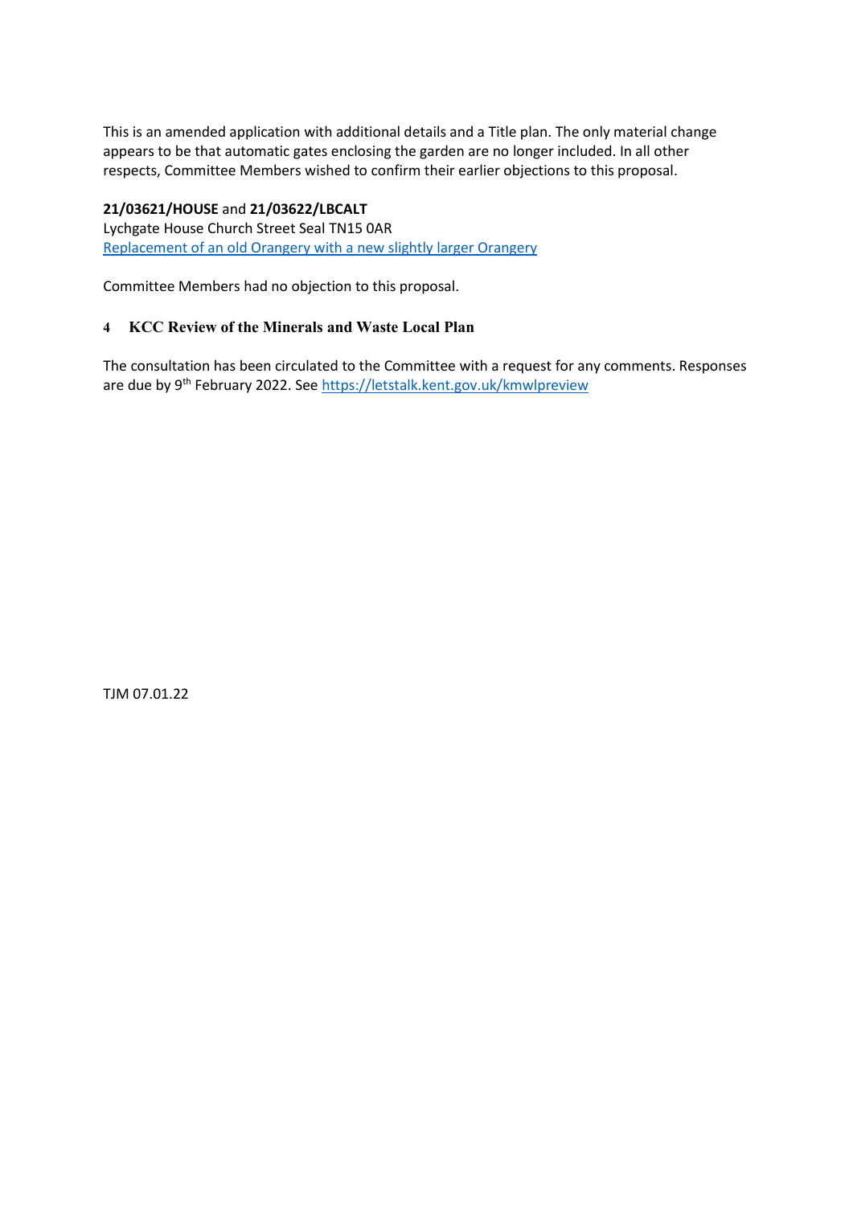This is an amended application with additional details and a Title plan. The only material change appears to be that automatic gates enclosing the garden are no longer included. In all other respects, Committee Members wished to confirm their earlier objections to this proposal.

**21/03621/HOUSE** and **21/03622/LBCALT**
Lychgate House Church Street Seal TN15 0AR
[Replacement of an old Orangery with a new slightly larger Orangery]

Committee Members had no objection to this proposal.

## 4 KCC Review of the Minerals and Waste Local Plan

The consultation has been circulated to the Committee with a request for any comments. Responses are due by 9th February 2022. See https://letstalk.kent.gov.uk/kmwlpreview

TJM 07.01.22